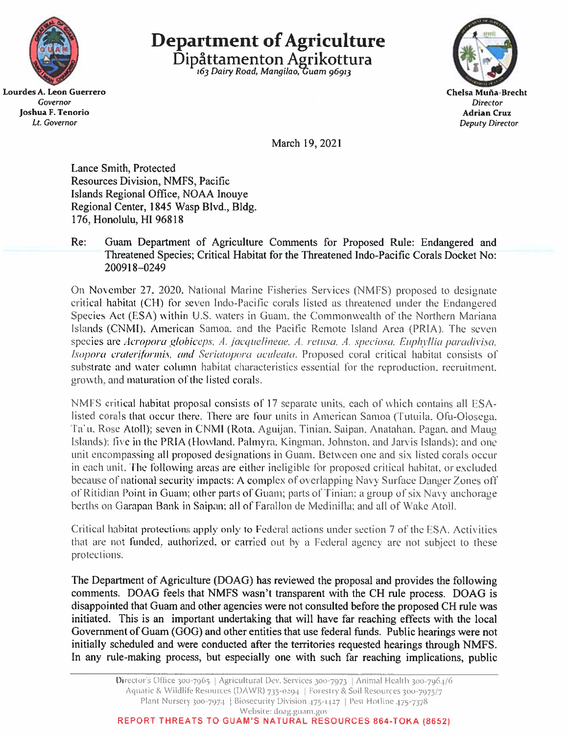# Department of Agriculture

## Dipåttamenton Agrikottura

*163 Dairy Road, Mangilao, Guam 96913*

**Lourdes A. Leon Guerrero**
*Governor*
**Joshua F. Tenorio**
*Lt. Governor*

**Chelsa Muña-Brecht**
*Director*
**Adrian Cruz**
*Deputy Director*

March 19, 2021

Lance Smith, Protected
Resources Division, NMFS, Pacific
Islands Regional Office, NOAA Inouye
Regional Center, 1845 Wasp Blvd., Bldg.
176, Honolulu, HI 96818

Re: Guam Department of Agriculture Comments for Proposed Rule: Endangered and Threatened Species; Critical Habitat for the Threatened Indo-Pacific Corals Docket No: 200918-0249

On November 27, 2020, National Marine Fisheries Services (NMFS) proposed to designate critical habitat (CH) for seven Indo-Pacific corals listed as threatened under the Endangered Species Act (ESA) within U.S. waters in Guam, the Commonwealth of the Northern Mariana Islands (CNMI), American Samoa, and the Pacific Remote Island Area (PRIA). The seven species are *Acropora globiceps, A. jacquelineae, A. retusa, A. speciosa, Euphyllia paradivisa, Isopora crateriformis, and Seriatopora aculeata*. Proposed coral critical habitat consists of substrate and water column habitat characteristics essential for the reproduction, recruitment, growth, and maturation of the listed corals.

NMFS critical habitat proposal consists of 17 separate units, each of which contains all ESA-listed corals that occur there. There are four units in American Samoa (Tutuila, Ofu-Olosega, Ta'u, Rose Atoll); seven in CNMI (Rota, Aguijan, Tinian, Saipan, Anatahan, Pagan, and Maug Islands); five in the PRIA (Howland, Palmyra, Kingman, Johnston, and Jarvis Islands); and one unit encompassing all proposed designations in Guam. Between one and six listed corals occur in each unit. The following areas are either ineligible for proposed critical habitat, or excluded because of national security impacts: A complex of overlapping Navy Surface Danger Zones off of Ritidian Point in Guam; other parts of Guam; parts of Tinian; a group of six Navy anchorage berths on Garapan Bank in Saipan; all of Farallon de Medinilla; and all of Wake Atoll.

Critical habitat protections apply only to Federal actions under section 7 of the ESA. Activities that are not funded, authorized, or carried out by a Federal agency are not subject to these protections.

The Department of Agriculture (DOAG) has reviewed the proposal and provides the following comments. DOAG feels that NMFS wasn't transparent with the CH rule process. DOAG is disappointed that Guam and other agencies were not consulted before the proposed CH rule was initiated. This is an important undertaking that will have far reaching effects with the local Government of Guam (GOG) and other entities that use federal funds. Public hearings were not initially scheduled and were conducted after the territories requested hearings through NMFS. In any rule-making process, but especially one with such far reaching implications, public

Director's Office 300-7965 | Agricultural Dev. Services 300-7973 | Animal Health 300-7964/6
Aquatic & Wildlife Resources (DAWR) 735-0294 | Forestry & Soil Resources 300-7975/7
Plant Nursery 300-7974 | Biosecurity Division 475-1427 | Pest Hotline 475-7378
Website: doag.guam.gov
**REPORT THREATS TO GUAM'S NATURAL RESOURCES 864-TOKA (8652)**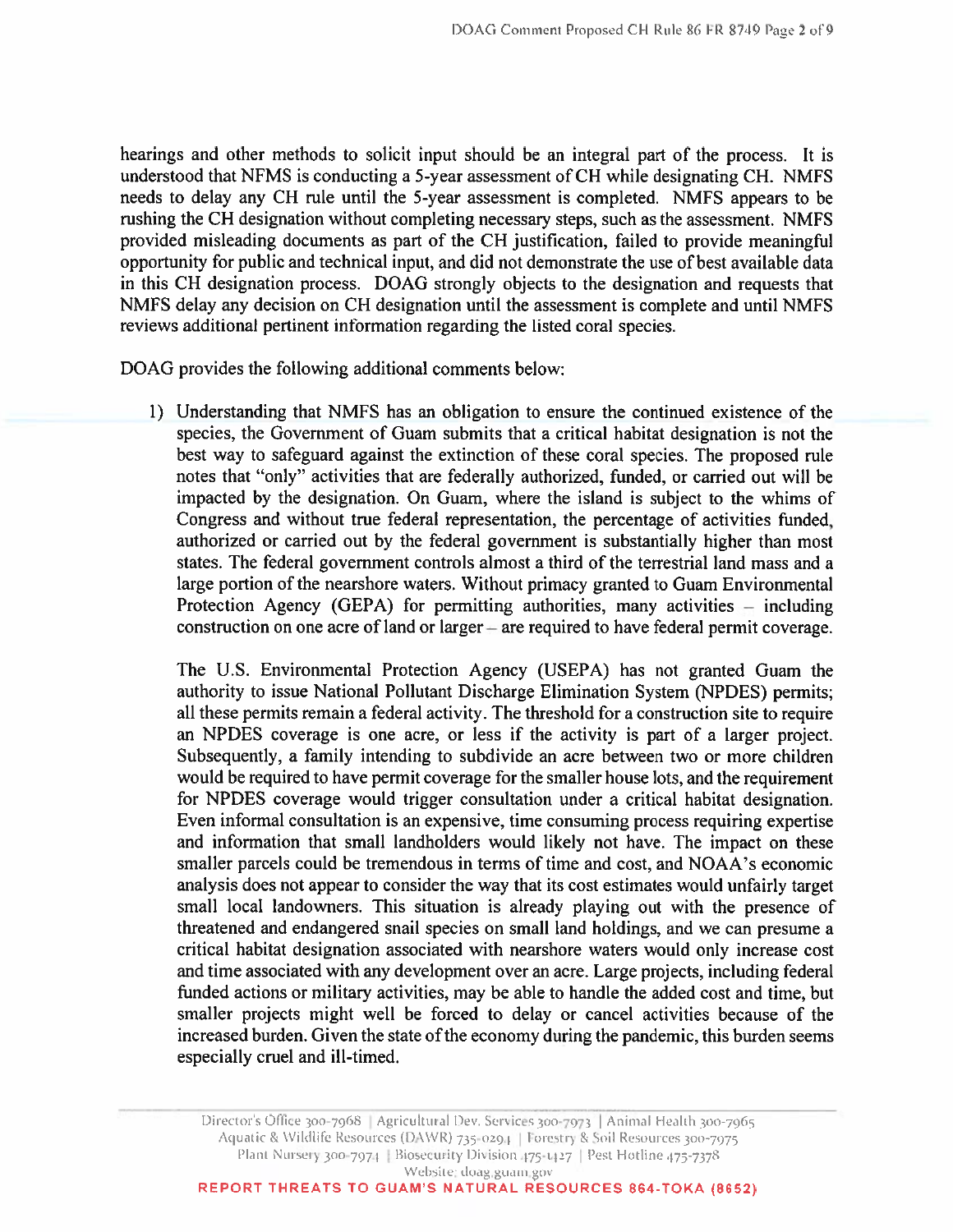hearings and other methods to solicit input should be an integral part of the process. It is understood that NFMS is conducting a 5-year assessment of CH while designating CH. NMFS needs to delay any CH rule until the 5-year assessment is completed. NMFS appears to be rushing the CH designation without completing necessary steps, such as the assessment. NMFS provided misleading documents as part of the CH justification, failed to provide meaningful opportunity for public and technical input, and did not demonstrate the use of best available data in this CH designation process. DOAG strongly objects to the designation and requests that NMFS delay any decision on CH designation until the assessment is complete and until NMFS reviews additional pertinent information regarding the listed coral species.

DOAG provides the following additional comments below:

1) Understanding that NMFS has an obligation to ensure the continued existence of the species, the Government of Guam submits that a critical habitat designation is not the best way to safeguard against the extinction of these coral species. The proposed rule notes that "only" activities that are federally authorized, funded, or carried out will be impacted by the designation. On Guam, where the island is subject to the whims of Congress and without true federal representation, the percentage of activities funded, authorized or carried out by the federal government is substantially higher than most states. The federal government controls almost a third of the terrestrial land mass and a large portion of the nearshore waters. Without primacy granted to Guam Environmental Protection Agency (GEPA) for permitting authorities, many activities – including construction on one acre of land or larger – are required to have federal permit coverage.

   The U.S. Environmental Protection Agency (USEPA) has not granted Guam the authority to issue National Pollutant Discharge Elimination System (NPDES) permits; all these permits remain a federal activity. The threshold for a construction site to require an NPDES coverage is one acre, or less if the activity is part of a larger project. Subsequently, a family intending to subdivide an acre between two or more children would be required to have permit coverage for the smaller house lots, and the requirement for NPDES coverage would trigger consultation under a critical habitat designation. Even informal consultation is an expensive, time consuming process requiring expertise and information that small landholders would likely not have. The impact on these smaller parcels could be tremendous in terms of time and cost, and NOAA's economic analysis does not appear to consider the way that its cost estimates would unfairly target small local landowners. This situation is already playing out with the presence of threatened and endangered snail species on small land holdings, and we can presume a critical habitat designation associated with nearshore waters would only increase cost and time associated with any development over an acre. Large projects, including federal funded actions or military activities, may be able to handle the added cost and time, but smaller projects might well be forced to delay or cancel activities because of the increased burden. Given the state of the economy during the pandemic, this burden seems especially cruel and ill-timed.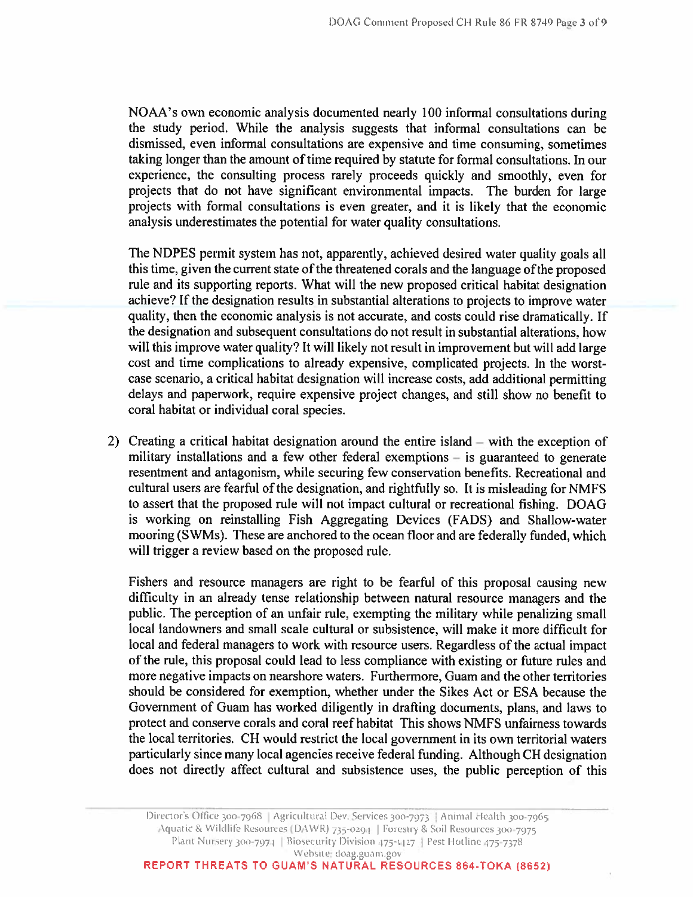NOAA's own economic analysis documented nearly 100 informal consultations during the study period. While the analysis suggests that informal consultations can be dismissed, even informal consultations are expensive and time consuming, sometimes taking longer than the amount of time required by statute for formal consultations. In our experience, the consulting process rarely proceeds quickly and smoothly, even for projects that do not have significant environmental impacts. The burden for large projects with formal consultations is even greater, and it is likely that the economic analysis underestimates the potential for water quality consultations.

The NDPES permit system has not, apparently, achieved desired water quality goals all this time, given the current state of the threatened corals and the language of the proposed rule and its supporting reports. What will the new proposed critical habitat designation achieve? If the designation results in substantial alterations to projects to improve water quality, then the economic analysis is not accurate, and costs could rise dramatically. If the designation and subsequent consultations do not result in substantial alterations, how will this improve water quality? It will likely not result in improvement but will add large cost and time complications to already expensive, complicated projects. In the worst-case scenario, a critical habitat designation will increase costs, add additional permitting delays and paperwork, require expensive project changes, and still show no benefit to coral habitat or individual coral species.

2) Creating a critical habitat designation around the entire island – with the exception of military installations and a few other federal exemptions – is guaranteed to generate resentment and antagonism, while securing few conservation benefits. Recreational and cultural users are fearful of the designation, and rightfully so. It is misleading for NMFS to assert that the proposed rule will not impact cultural or recreational fishing. DOAG is working on reinstalling Fish Aggregating Devices (FADS) and Shallow-water mooring (SWMs). These are anchored to the ocean floor and are federally funded, which will trigger a review based on the proposed rule.

   Fishers and resource managers are right to be fearful of this proposal causing new difficulty in an already tense relationship between natural resource managers and the public. The perception of an unfair rule, exempting the military while penalizing small local landowners and small scale cultural or subsistence, will make it more difficult for local and federal managers to work with resource users. Regardless of the actual impact of the rule, this proposal could lead to less compliance with existing or future rules and more negative impacts on nearshore waters. Furthermore, Guam and the other territories should be considered for exemption, whether under the Sikes Act or ESA because the Government of Guam has worked diligently in drafting documents, plans, and laws to protect and conserve corals and coral reef habitat This shows NMFS unfairness towards the local territories. CH would restrict the local government in its own territorial waters particularly since many local agencies receive federal funding. Although CH designation does not directly affect cultural and subsistence uses, the public perception of this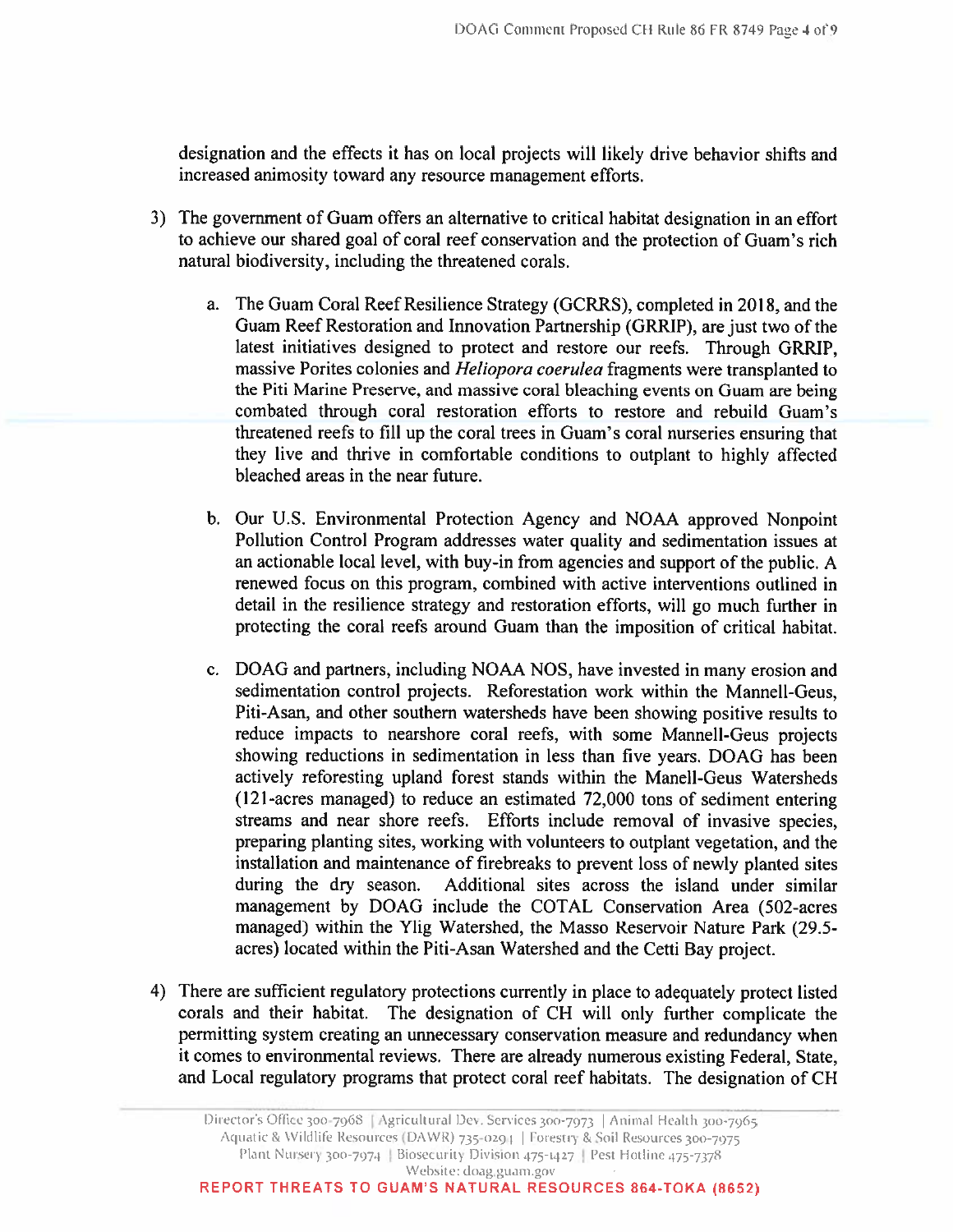designation and the effects it has on local projects will likely drive behavior shifts and increased animosity toward any resource management efforts.

3) The government of Guam offers an alternative to critical habitat designation in an effort to achieve our shared goal of coral reef conservation and the protection of Guam's rich natural biodiversity, including the threatened corals.

   a. The Guam Coral Reef Resilience Strategy (GCRRS), completed in 2018, and the Guam Reef Restoration and Innovation Partnership (GRRIP), are just two of the latest initiatives designed to protect and restore our reefs. Through GRRIP, massive Porites colonies and *Heliopora coerulea* fragments were transplanted to the Piti Marine Preserve, and massive coral bleaching events on Guam are being combated through coral restoration efforts to restore and rebuild Guam's threatened reefs to fill up the coral trees in Guam's coral nurseries ensuring that they live and thrive in comfortable conditions to outplant to highly affected bleached areas in the near future.

   b. Our U.S. Environmental Protection Agency and NOAA approved Nonpoint Pollution Control Program addresses water quality and sedimentation issues at an actionable local level, with buy-in from agencies and support of the public. A renewed focus on this program, combined with active interventions outlined in detail in the resilience strategy and restoration efforts, will go much further in protecting the coral reefs around Guam than the imposition of critical habitat.

   c. DOAG and partners, including NOAA NOS, have invested in many erosion and sedimentation control projects. Reforestation work within the Mannell-Geus, Piti-Asan, and other southern watersheds have been showing positive results to reduce impacts to nearshore coral reefs, with some Mannell-Geus projects showing reductions in sedimentation in less than five years. DOAG has been actively reforesting upland forest stands within the Manell-Geus Watersheds (121-acres managed) to reduce an estimated 72,000 tons of sediment entering streams and near shore reefs. Efforts include removal of invasive species, preparing planting sites, working with volunteers to outplant vegetation, and the installation and maintenance of firebreaks to prevent loss of newly planted sites during the dry season. Additional sites across the island under similar management by DOAG include the COTAL Conservation Area (502-acres managed) within the Ylig Watershed, the Masso Reservoir Nature Park (29.5-acres) located within the Piti-Asan Watershed and the Cetti Bay project.

4) There are sufficient regulatory protections currently in place to adequately protect listed corals and their habitat. The designation of CH will only further complicate the permitting system creating an unnecessary conservation measure and redundancy when it comes to environmental reviews. There are already numerous existing Federal, State, and Local regulatory programs that protect coral reef habitats. The designation of CH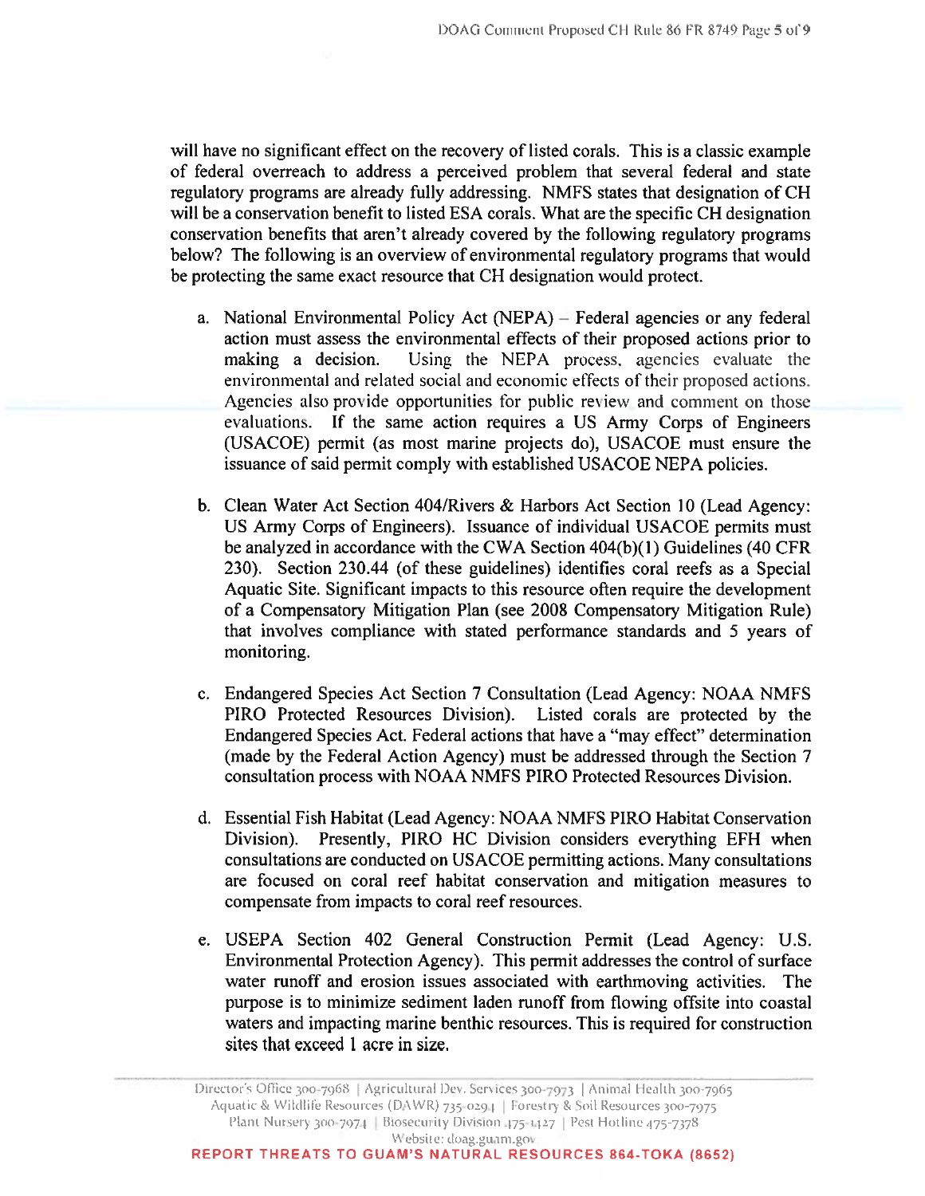will have no significant effect on the recovery of listed corals. This is a classic example of federal overreach to address a perceived problem that several federal and state regulatory programs are already fully addressing. NMFS states that designation of CH will be a conservation benefit to listed ESA corals. What are the specific CH designation conservation benefits that aren't already covered by the following regulatory programs below? The following is an overview of environmental regulatory programs that would be protecting the same exact resource that CH designation would protect.

a. National Environmental Policy Act (NEPA) – Federal agencies or any federal action must assess the environmental effects of their proposed actions prior to making a decision. Using the NEPA process, agencies evaluate the environmental and related social and economic effects of their proposed actions. Agencies also provide opportunities for public review and comment on those evaluations. If the same action requires a US Army Corps of Engineers (USACOE) permit (as most marine projects do), USACOE must ensure the issuance of said permit comply with established USACOE NEPA policies.

b. Clean Water Act Section 404/Rivers & Harbors Act Section 10 (Lead Agency: US Army Corps of Engineers). Issuance of individual USACOE permits must be analyzed in accordance with the CWA Section 404(b)(1) Guidelines (40 CFR 230). Section 230.44 (of these guidelines) identifies coral reefs as a Special Aquatic Site. Significant impacts to this resource often require the development of a Compensatory Mitigation Plan (see 2008 Compensatory Mitigation Rule) that involves compliance with stated performance standards and 5 years of monitoring.

c. Endangered Species Act Section 7 Consultation (Lead Agency: NOAA NMFS PIRO Protected Resources Division). Listed corals are protected by the Endangered Species Act. Federal actions that have a "may effect" determination (made by the Federal Action Agency) must be addressed through the Section 7 consultation process with NOAA NMFS PIRO Protected Resources Division.

d. Essential Fish Habitat (Lead Agency: NOAA NMFS PIRO Habitat Conservation Division). Presently, PIRO HC Division considers everything EFH when consultations are conducted on USACOE permitting actions. Many consultations are focused on coral reef habitat conservation and mitigation measures to compensate from impacts to coral reef resources.

e. USEPA Section 402 General Construction Permit (Lead Agency: U.S. Environmental Protection Agency). This permit addresses the control of surface water runoff and erosion issues associated with earthmoving activities. The purpose is to minimize sediment laden runoff from flowing offsite into coastal waters and impacting marine benthic resources. This is required for construction sites that exceed 1 acre in size.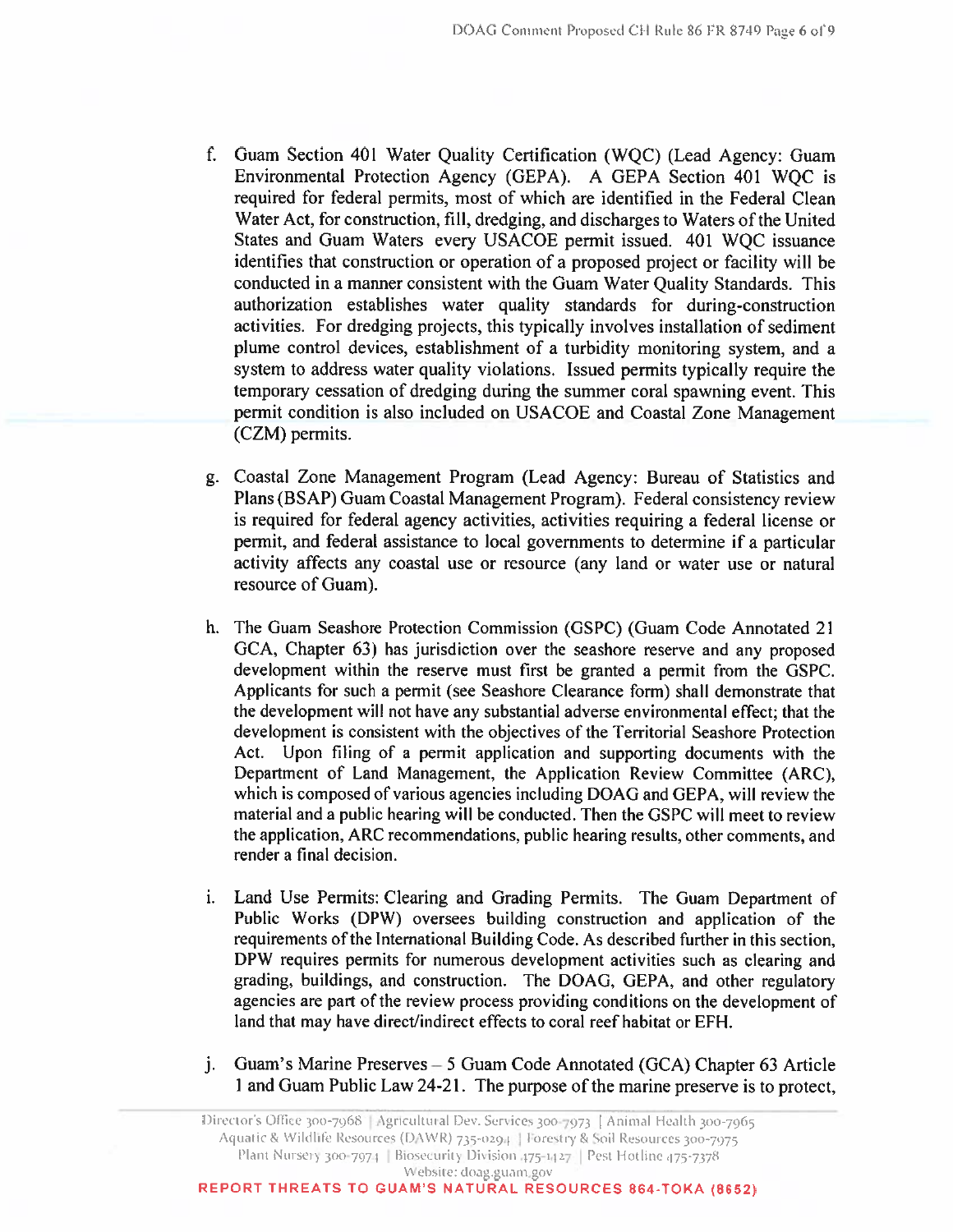f. Guam Section 401 Water Quality Certification (WQC) (Lead Agency: Guam Environmental Protection Agency (GEPA). A GEPA Section 401 WQC is required for federal permits, most of which are identified in the Federal Clean Water Act, for construction, fill, dredging, and discharges to Waters of the United States and Guam Waters every USACOE permit issued. 401 WQC issuance identifies that construction or operation of a proposed project or facility will be conducted in a manner consistent with the Guam Water Quality Standards. This authorization establishes water quality standards for during-construction activities. For dredging projects, this typically involves installation of sediment plume control devices, establishment of a turbidity monitoring system, and a system to address water quality violations. Issued permits typically require the temporary cessation of dredging during the summer coral spawning event. This permit condition is also included on USACOE and Coastal Zone Management (CZM) permits.

g. Coastal Zone Management Program (Lead Agency: Bureau of Statistics and Plans (BSAP) Guam Coastal Management Program). Federal consistency review is required for federal agency activities, activities requiring a federal license or permit, and federal assistance to local governments to determine if a particular activity affects any coastal use or resource (any land or water use or natural resource of Guam).

h. The Guam Seashore Protection Commission (GSPC) (Guam Code Annotated 21 GCA, Chapter 63) has jurisdiction over the seashore reserve and any proposed development within the reserve must first be granted a permit from the GSPC. Applicants for such a permit (see Seashore Clearance form) shall demonstrate that the development will not have any substantial adverse environmental effect; that the development is consistent with the objectives of the Territorial Seashore Protection Act. Upon filing of a permit application and supporting documents with the Department of Land Management, the Application Review Committee (ARC), which is composed of various agencies including DOAG and GEPA, will review the material and a public hearing will be conducted. Then the GSPC will meet to review the application, ARC recommendations, public hearing results, other comments, and render a final decision.

i. Land Use Permits: Clearing and Grading Permits. The Guam Department of Public Works (DPW) oversees building construction and application of the requirements of the International Building Code. As described further in this section, DPW requires permits for numerous development activities such as clearing and grading, buildings, and construction. The DOAG, GEPA, and other regulatory agencies are part of the review process providing conditions on the development of land that may have direct/indirect effects to coral reef habitat or EFH.

j. Guam's Marine Preserves – 5 Guam Code Annotated (GCA) Chapter 63 Article 1 and Guam Public Law 24-21. The purpose of the marine preserve is to protect,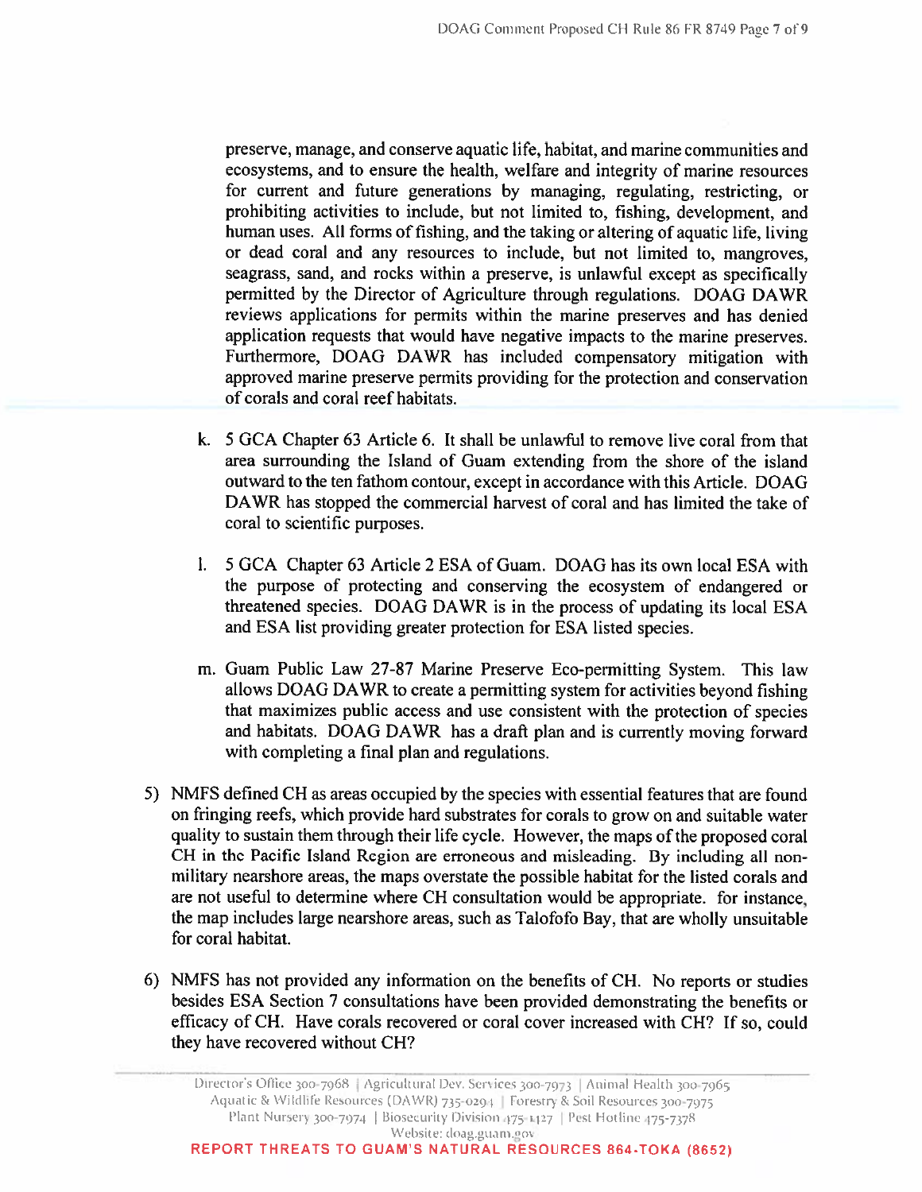preserve, manage, and conserve aquatic life, habitat, and marine communities and ecosystems, and to ensure the health, welfare and integrity of marine resources for current and future generations by managing, regulating, restricting, or prohibiting activities to include, but not limited to, fishing, development, and human uses. All forms of fishing, and the taking or altering of aquatic life, living or dead coral and any resources to include, but not limited to, mangroves, seagrass, sand, and rocks within a preserve, is unlawful except as specifically permitted by the Director of Agriculture through regulations. DOAG DAWR reviews applications for permits within the marine preserves and has denied application requests that would have negative impacts to the marine preserves. Furthermore, DOAG DAWR has included compensatory mitigation with approved marine preserve permits providing for the protection and conservation of corals and coral reef habitats.

k. 5 GCA Chapter 63 Article 6. It shall be unlawful to remove live coral from that area surrounding the Island of Guam extending from the shore of the island outward to the ten fathom contour, except in accordance with this Article. DOAG DAWR has stopped the commercial harvest of coral and has limited the take of coral to scientific purposes.

l. 5 GCA Chapter 63 Article 2 ESA of Guam. DOAG has its own local ESA with the purpose of protecting and conserving the ecosystem of endangered or threatened species. DOAG DAWR is in the process of updating its local ESA and ESA list providing greater protection for ESA listed species.

m. Guam Public Law 27-87 Marine Preserve Eco-permitting System. This law allows DOAG DAWR to create a permitting system for activities beyond fishing that maximizes public access and use consistent with the protection of species and habitats. DOAG DAWR has a draft plan and is currently moving forward with completing a final plan and regulations.

5) NMFS defined CH as areas occupied by the species with essential features that are found on fringing reefs, which provide hard substrates for corals to grow on and suitable water quality to sustain them through their life cycle. However, the maps of the proposed coral CH in the Pacific Island Region are erroneous and misleading. By including all non-military nearshore areas, the maps overstate the possible habitat for the listed corals and are not useful to determine where CH consultation would be appropriate. for instance, the map includes large nearshore areas, such as Talofofo Bay, that are wholly unsuitable for coral habitat.

6) NMFS has not provided any information on the benefits of CH. No reports or studies besides ESA Section 7 consultations have been provided demonstrating the benefits or efficacy of CH. Have corals recovered or coral cover increased with CH? If so, could they have recovered without CH?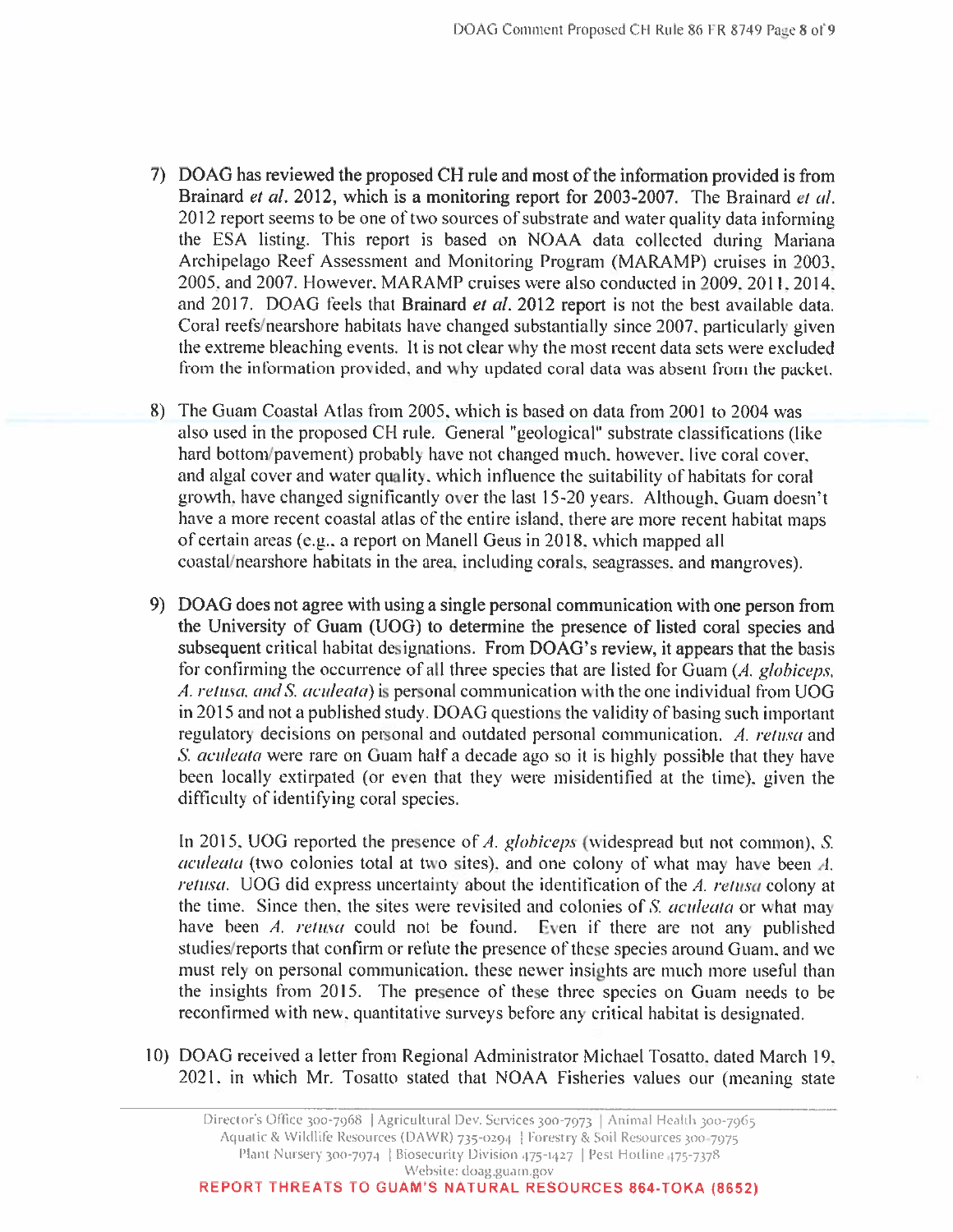7) DOAG has reviewed the proposed CH rule and most of the information provided is from Brainard *et al.* 2012, which is a monitoring report for 2003-2007. The Brainard *et al.* 2012 report seems to be one of two sources of substrate and water quality data informing the ESA listing. This report is based on NOAA data collected during Mariana Archipelago Reef Assessment and Monitoring Program (MARAMP) cruises in 2003, 2005, and 2007. However, MARAMP cruises were also conducted in 2009, 2011, 2014, and 2017. DOAG feels that **Brainard *et al.* 2012** report is not the best available data. Coral reefs/nearshore habitats have changed substantially since 2007, particularly given the extreme bleaching events. It is not clear why the most recent data sets were excluded from the information provided, and why updated coral data was absent from the packet.

8) The Guam Coastal Atlas from 2005, which is based on data from 2001 to 2004 was also used in the proposed CH rule. General "geological" substrate classifications (like hard bottom/pavement) probably have not changed much, however, live coral cover, and algal cover and water quality, which influence the suitability of habitats for coral growth, have changed significantly over the last 15-20 years. Although, Guam doesn't have a more recent coastal atlas of the entire island, there are more recent habitat maps of certain areas (e.g., a report on Manell Geus in 2018, which mapped all coastal/nearshore habitats in the area, including corals, seagrasses, and mangroves).

9) DOAG does not agree with using a single personal communication with one person from the University of Guam (UOG) to determine the presence of listed coral species and subsequent critical habitat designations. From DOAG's review, it appears that the basis for confirming the occurrence of all three species that are listed for Guam (*A. globiceps, A. retusa, and S. aculeata*) is personal communication with the one individual from UOG in 2015 and not a published study. DOAG questions the validity of basing such important regulatory decisions on personal and outdated personal communication. *A. retusa* and *S. aculeata* were rare on Guam half a decade ago so it is highly possible that they have been locally extirpated (or even that they were misidentified at the time), given the difficulty of identifying coral species.

   In 2015, UOG reported the presence of *A. globiceps* (widespread but not common), *S. aculeata* (two colonies total at two sites), and one colony of what may have been *A. retusa*. UOG did express uncertainty about the identification of the *A. retusa* colony at the time. Since then, the sites were revisited and colonies of *S. aculeata* or what may have been *A. retusa* could not be found. Even if there are not any published studies/reports that confirm or refute the presence of these species around Guam, and we must rely on personal communication, these newer insights are much more useful than the insights from 2015. The presence of these three species on Guam needs to be reconfirmed with new, quantitative surveys before any critical habitat is designated.

10) DOAG received a letter from Regional Administrator Michael Tosatto, dated March 19, 2021, in which Mr. Tosatto stated that NOAA Fisheries values our (meaning state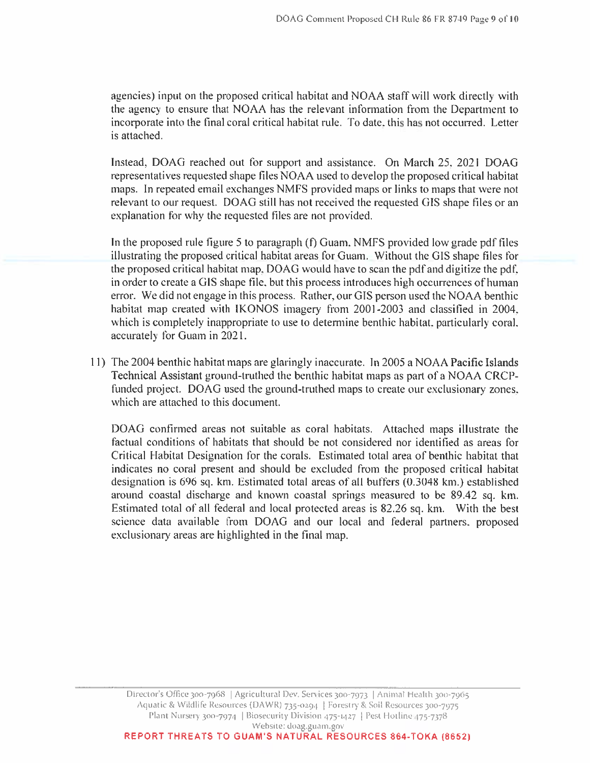agencies) input on the proposed critical habitat and NOAA staff will work directly with the agency to ensure that NOAA has the relevant information from the Department to incorporate into the final coral critical habitat rule. To date, this has not occurred. Letter is attached.

Instead, DOAG reached out for support and assistance. On March 25, 2021 DOAG representatives requested shape files NOAA used to develop the proposed critical habitat maps. In repeated email exchanges NMFS provided maps or links to maps that were not relevant to our request. DOAG still has not received the requested GIS shape files or an explanation for why the requested files are not provided.

In the proposed rule figure 5 to paragraph (f) Guam, NMFS provided low grade pdf files illustrating the proposed critical habitat areas for Guam. Without the GIS shape files for the proposed critical habitat map, DOAG would have to scan the pdf and digitize the pdf, in order to create a GIS shape file, but this process introduces high occurrences of human error. We did not engage in this process. Rather, our GIS person used the NOAA benthic habitat map created with IKONOS imagery from 2001-2003 and classified in 2004, which is completely inappropriate to use to determine benthic habitat, particularly coral, accurately for Guam in 2021.

11) The 2004 benthic habitat maps are glaringly inaccurate. In 2005 a NOAA **Pacific Islands Technical Assistant** ground-truthed the benthic habitat maps as part of a NOAA CRCP-funded project. DOAG used the ground-truthed maps to create our exclusionary zones, which are attached to this document.

    DOAG confirmed areas not suitable as coral habitats. Attached maps illustrate the factual conditions of habitats that should be not considered nor identified as areas for Critical Habitat Designation for the corals. Estimated total area of benthic habitat that indicates no coral present and should be excluded from the proposed critical habitat designation is 696 sq. km. Estimated total areas of all buffers (0.3048 km.) established around coastal discharge and known coastal springs measured to be 89.42 sq. km. Estimated total of all federal and local protected areas is 82.26 sq. km. With the best science data available from DOAG and our local and federal partners, proposed exclusionary areas are highlighted in the final map.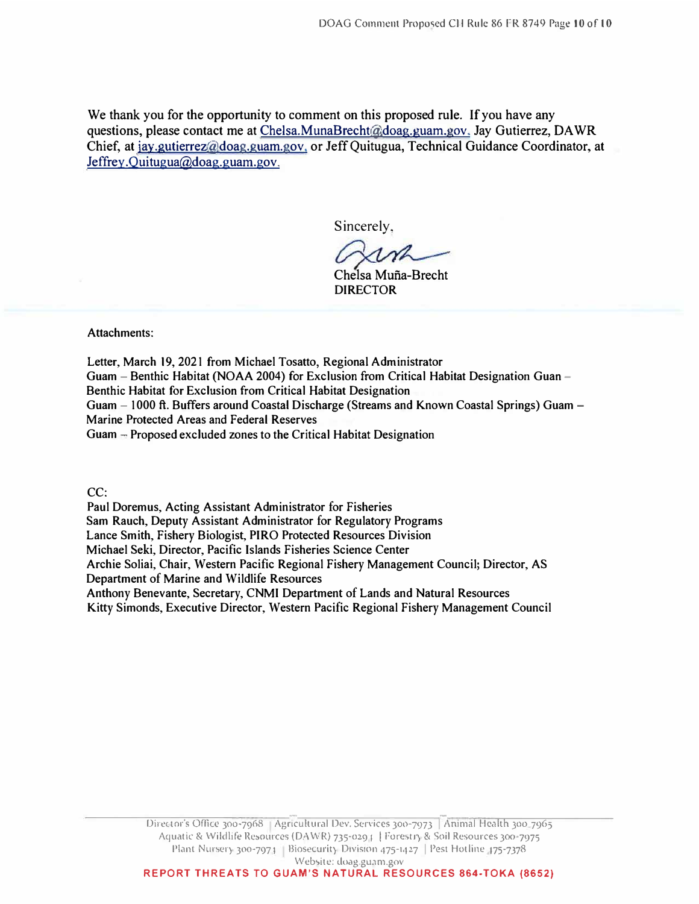We thank you for the opportunity to comment on this proposed rule. If you have any questions, please contact me at Chelsa.MunaBrecht@doag.guam.gov, Jay Gutierrez, DAWR Chief, at jay.gutierrez@doag.guam.gov, or Jeff Quitugua, Technical Guidance Coordinator, at Jeffrey.Quitugua@doag.guam.gov.

Sincerely,

Chelsa Muña-Brecht
DIRECTOR

Attachments:

Letter, March 19, 2021 from Michael Tosatto, Regional Administrator
Guam – Benthic Habitat (NOAA 2004) for Exclusion from Critical Habitat Designation Guan – Benthic Habitat for Exclusion from Critical Habitat Designation
Guam – 1000 ft. Buffers around Coastal Discharge (Streams and Known Coastal Springs) Guam – Marine Protected Areas and Federal Reserves
Guam – Proposed excluded zones to the Critical Habitat Designation

CC:
Paul Doremus, Acting Assistant Administrator for Fisheries
Sam Rauch, Deputy Assistant Administrator for Regulatory Programs
Lance Smith, Fishery Biologist, PIRO Protected Resources Division
Michael Seki, Director, Pacific Islands Fisheries Science Center
Archie Soliai, Chair, Western Pacific Regional Fishery Management Council; Director, AS Department of Marine and Wildlife Resources
Anthony Benevante, Secretary, CNMI Department of Lands and Natural Resources
Kitty Simonds, Executive Director, Western Pacific Regional Fishery Management Council

Director's Office 300-7968 | Agricultural Dev. Services 300-7973 | Animal Health 300-7965
Aquatic & Wildlife Resources (DAWR) 735-0294 | Forestry & Soil Resources 300-7975
Plant Nursery 300-7974 | Biosecurity Division 475-1427 | Pest Hotline 475-7378
Website: doag.guam.gov
**REPORT THREATS TO GUAM'S NATURAL RESOURCES 864-TOKA (8652)**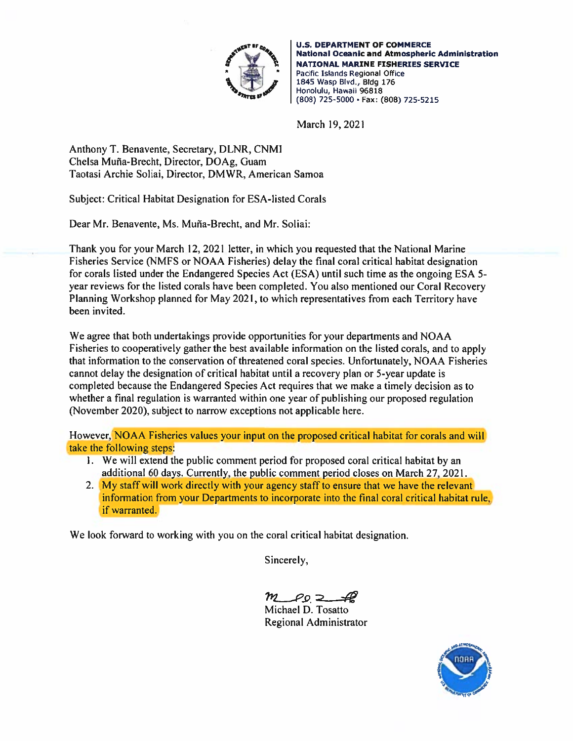**U.S. DEPARTMENT OF COMMERCE**
**National Oceanic and Atmospheric Administration**
**NATIONAL MARINE FISHERIES SERVICE**
Pacific Islands Regional Office
1845 Wasp Blvd., Bldg 176
Honolulu, Hawaii 96818
(808) 725-5000 • Fax: (808) 725-5215

March 19, 2021

Anthony T. Benavente, Secretary, DLNR, CNMI
Chelsa Muña-Brecht, Director, DOAg, Guam
Taotasi Archie Soliai, Director, DMWR, American Samoa

Subject: Critical Habitat Designation for ESA-listed Corals

Dear Mr. Benavente, Ms. Muña-Brecht, and Mr. Soliai:

Thank you for your March 12, 2021 letter, in which you requested that the National Marine Fisheries Service (NMFS or NOAA Fisheries) delay the final coral critical habitat designation for corals listed under the Endangered Species Act (ESA) until such time as the ongoing ESA 5-year reviews for the listed corals have been completed. You also mentioned our Coral Recovery Planning Workshop planned for May 2021, to which representatives from each Territory have been invited.

We agree that both undertakings provide opportunities for your departments and NOAA Fisheries to cooperatively gather the best available information on the listed corals, and to apply that information to the conservation of threatened coral species. Unfortunately, NOAA Fisheries cannot delay the designation of critical habitat until a recovery plan or 5-year update is completed because the Endangered Species Act requires that we make a timely decision as to whether a final regulation is warranted within one year of publishing our proposed regulation (November 2020), subject to narrow exceptions not applicable here.

However, NOAA Fisheries values your input on the proposed critical habitat for corals and will take the following steps:

1. We will extend the public comment period for proposed coral critical habitat by an additional 60 days. Currently, the public comment period closes on March 27, 2021.
2. My staff will work directly with your agency staff to ensure that we have the relevant information from your Departments to incorporate into the final coral critical habitat rule, if warranted.

We look forward to working with you on the coral critical habitat designation.

Sincerely,

Michael D. Tosatto
Regional Administrator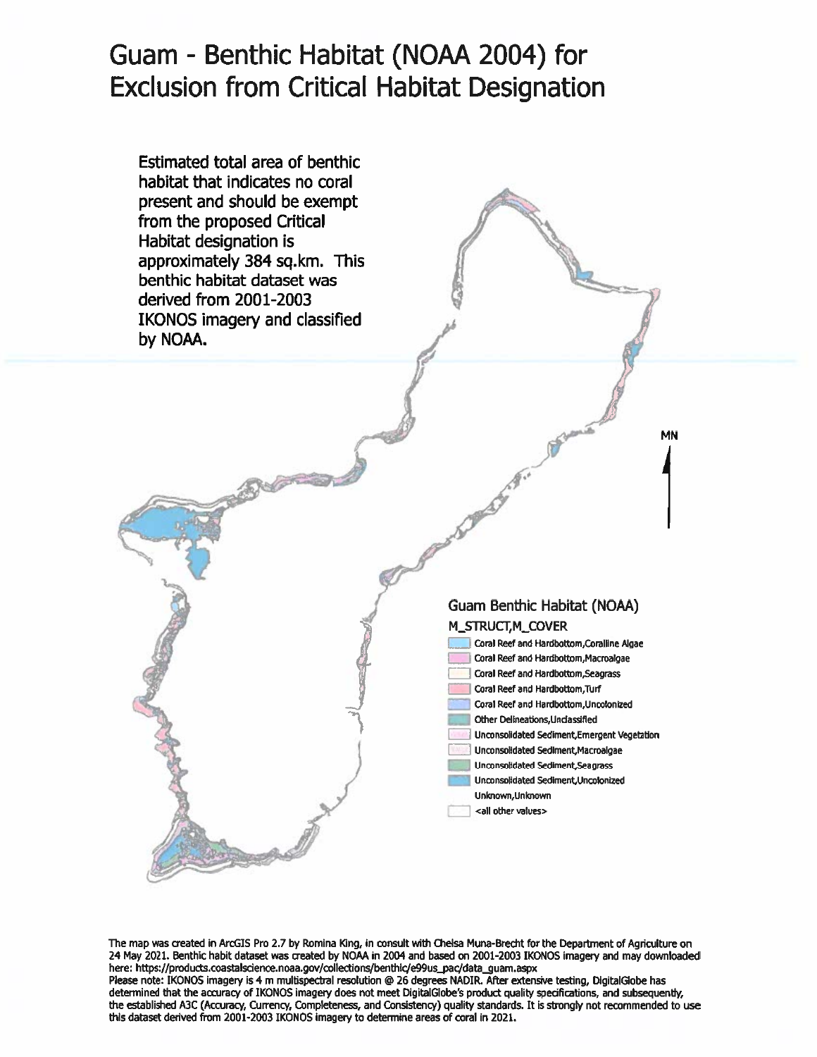# Guam - Benthic Habitat (NOAA 2004) for Exclusion from Critical Habitat Designation

Estimated total area of benthic habitat that indicates no coral present and should be exempt from the proposed Critical Habitat designation is approximately 384 sq.km. This benthic habitat dataset was derived from 2001-2003 IKONOS imagery and classified by NOAA.

MN

**Guam Benthic Habitat (NOAA)**

M_STRUCT,M_COVER

- Coral Reef and Hardbottom,Coralline Algae
- Coral Reef and Hardbottom,Macroalgae
- Coral Reef and Hardbottom,Seagrass
- Coral Reef and Hardbottom,Turf
- Coral Reef and Hardbottom,Uncolonized
- Other Delineations,Unclassified
- Unconsolidated Sediment,Emergent Vegetation
- Unconsolidated Sediment,Macroalgae
- Unconsolidated Sediment,Seagrass
- Unconsolidated Sediment,Uncolonized
- Unknown,Unknown
- <all other values>

The map was created in ArcGIS Pro 2.7 by Romina King, in consult with Chelsa Muna-Brecht for the Department of Agriculture on 24 May 2021. Benthic habit dataset was created by NOAA in 2004 and based on 2001-2003 IKONOS imagery and may downloaded here: https://products.coastalscience.noaa.gov/collections/benthic/e99us_pac/data_guam.aspx

Please note: IKONOS imagery is 4 m multispectral resolution @ 26 degrees NADIR. After extensive testing, DigitalGlobe has determined that the accuracy of IKONOS imagery does not meet DigitalGlobe's product quality specifications, and subsequently, the established A3C (Accuracy, Currency, Completeness, and Consistency) quality standards. It is strongly not recommended to use this dataset derived from 2001-2003 IKONOS imagery to determine areas of coral in 2021.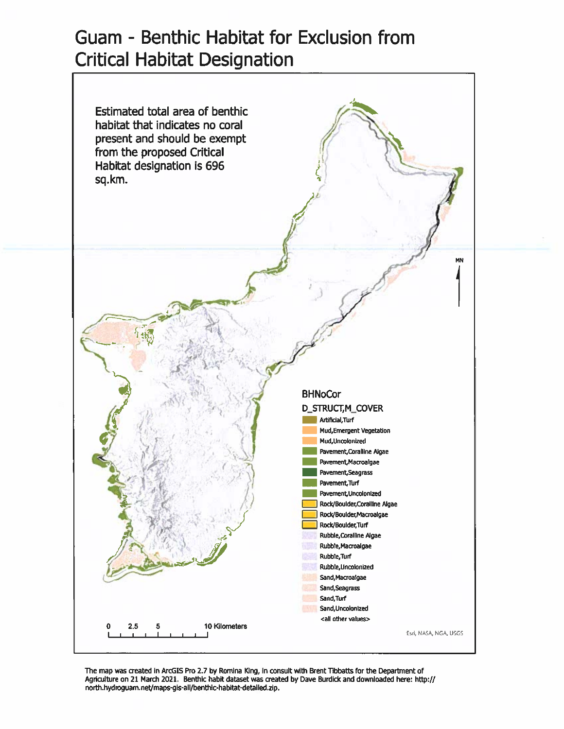# Guam - Benthic Habitat for Exclusion from Critical Habitat Designation

Estimated total area of benthic habitat that indicates no coral present and should be exempt from the proposed Critical Habitat designation is 696 sq.km.

**BHNoCor**

**D_STRUCT,M_COVER**

- Artificial,Turf
- Mud,Emergent Vegetation
- Mud,Uncolonized
- Pavement,Coralline Algae
- Pavement,Macroalgae
- Pavement,Seagrass
- Pavement,Turf
- Pavement,Uncolonized
- Rock/Boulder,Coralline Algae
- Rock/Boulder,Macroalgae
- Rock/Boulder,Turf
- Rubble,Coralline Algae
- Rubble,Macroalgae
- Rubble,Turf
- Rubble,Uncolonized
- Sand,Macroalgae
- Sand,Seagrass
- Sand,Turf
- Sand,Uncolonized
- <all other values>

MN

0 2.5 5 10 Kilometers

Esri, NASA, NGA, USGS

The map was created in ArcGIS Pro 2.7 by Romina King, in consult with Brent Tibbatts for the Department of Agriculture on 21 March 2021. Benthic habit dataset was created by Dave Burdick and downloaded here: http://north.hydroguam.net/maps-gis-all/benthic-habitat-detailed.zip.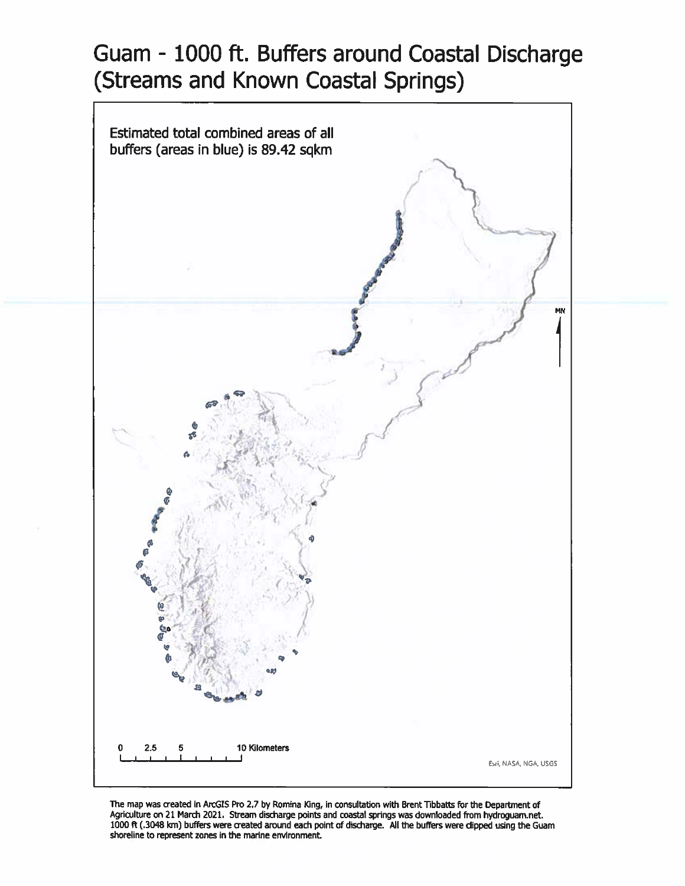# Guam - 1000 ft. Buffers around Coastal Discharge (Streams and Known Coastal Springs)

Estimated total combined areas of all buffers (areas in blue) is 89.42 sqkm

MN

0 2.5 5 10 Kilometers

Esri, NASA, NGA, USGS

The map was created in ArcGIS Pro 2.7 by Romina King, in consultation with Brent Tibbatts for the Department of Agriculture on 21 March 2021. Stream discharge points and coastal springs was downloaded from hydroguam.net. 1000 ft (.3048 km) buffers were created around each point of discharge. All the buffers were clipped using the Guam shoreline to represent zones in the marine environment.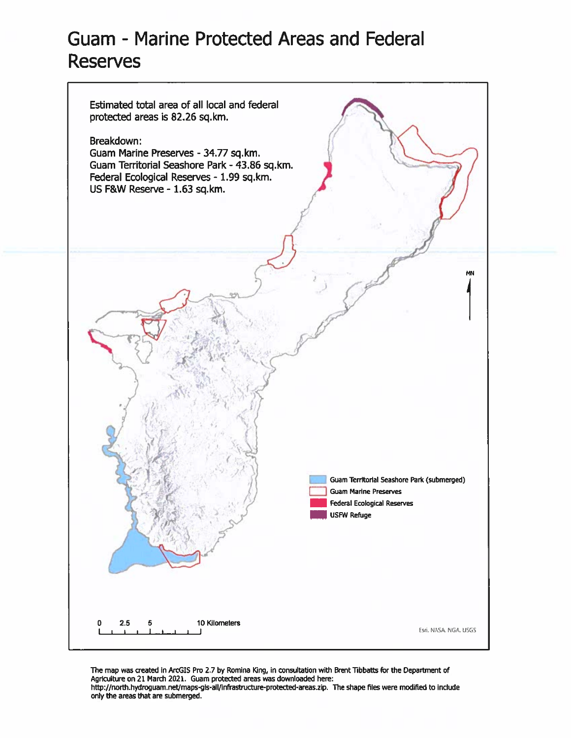# Guam - Marine Protected Areas and Federal Reserves

Estimated total area of all local and federal protected areas is 82.26 sq.km.

Breakdown:
Guam Marine Preserves - 34.77 sq.km.
Guam Territorial Seashore Park - 43.86 sq.km.
Federal Ecological Reserves - 1.99 sq.km.
US F&W Reserve - 1.63 sq.km.

MN

Guam Territorial Seashore Park (submerged)
Guam Marine Preserves
Federal Ecological Reserves
USFW Refuge

0 2.5 5 10 Kilometers

Esri, NASA, NGA, USGS

The map was created in ArcGIS Pro 2.7 by Romina King, in consultation with Brent Tibbatts for the Department of Agriculture on 21 March 2021. Guam protected areas was downloaded here: http://north.hydroguam.net/maps-gis-all/infrastructure-protected-areas.zip. The shape files were modified to include only the areas that are submerged.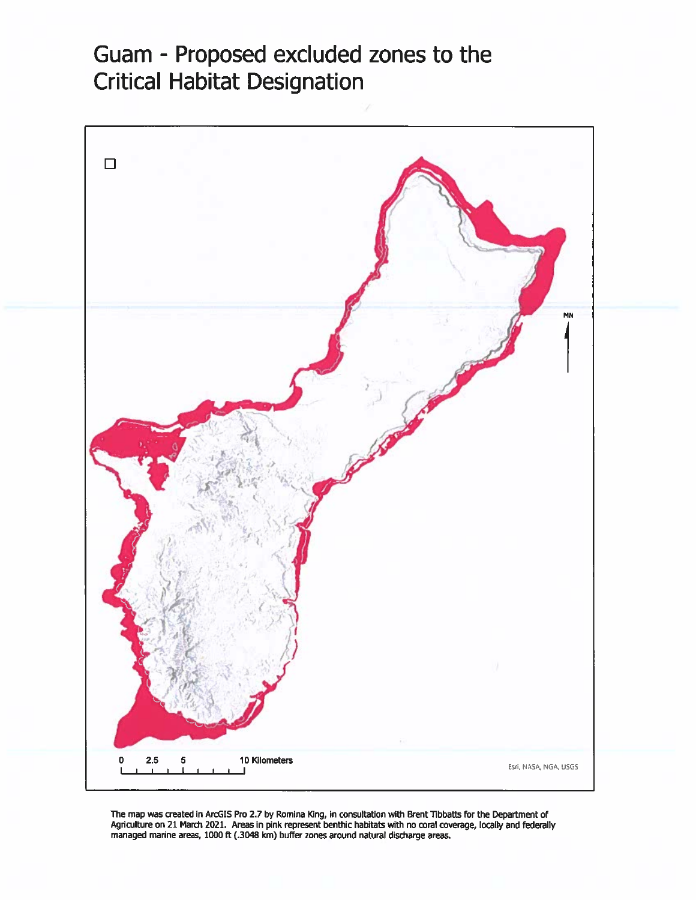# Guam - Proposed excluded zones to the Critical Habitat Designation

MN

0 2.5 5 10 Kilometers

Esri, NASA, NGA, USGS

The map was created in ArcGIS Pro 2.7 by Romina King, in consultation with Brent Tibbatts for the Department of Agriculture on 21 March 2021. Areas in pink represent benthic habitats with no coral coverage, locally and federally managed marine areas, 1000 ft (.3048 km) buffer zones around natural discharge areas.